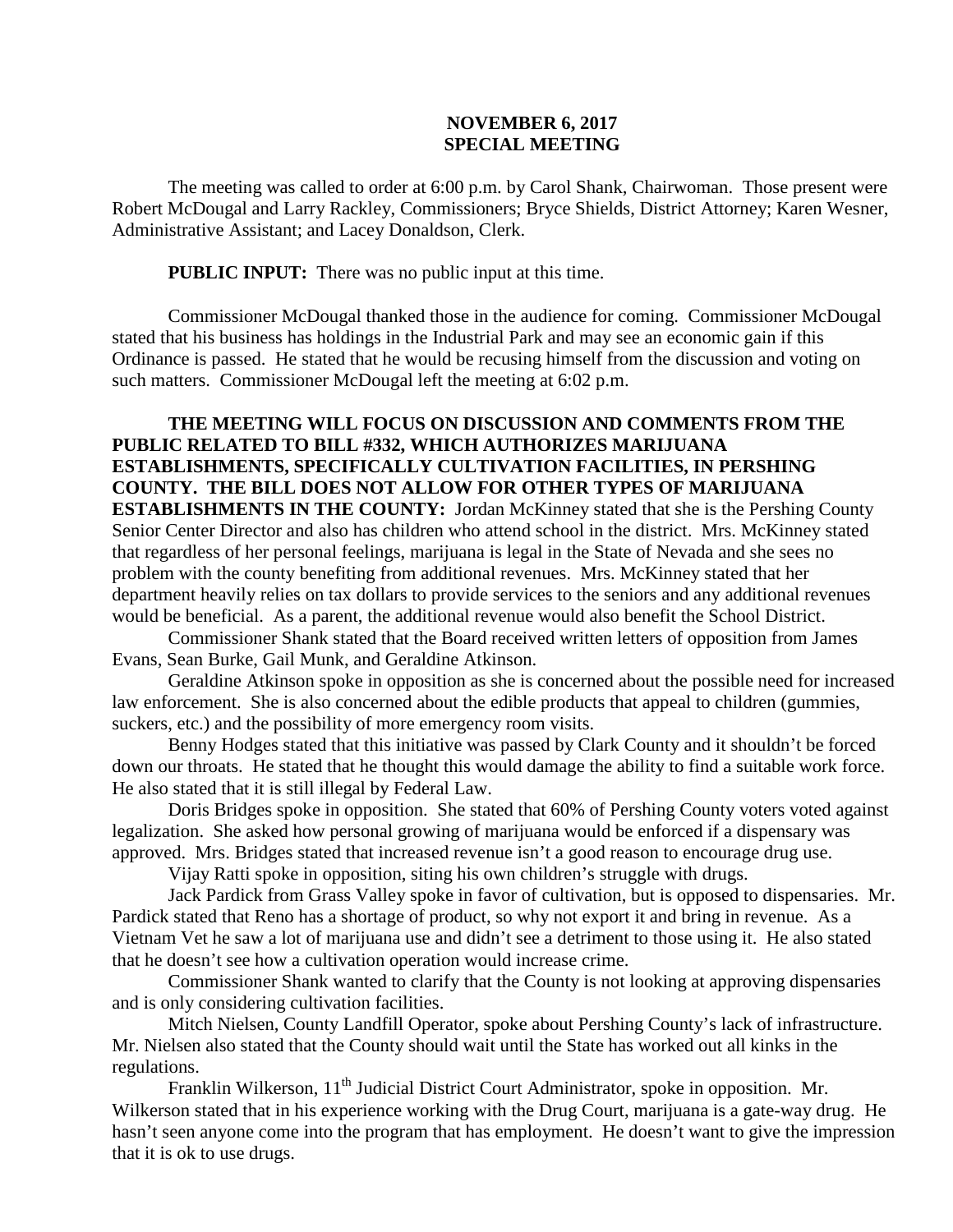**NOVEMBER 6, 2017**
**SPECIAL MEETING**

The meeting was called to order at 6:00 p.m. by Carol Shank, Chairwoman. Those present were Robert McDougal and Larry Rackley, Commissioners; Bryce Shields, District Attorney; Karen Wesner, Administrative Assistant; and Lacey Donaldson, Clerk.

**PUBLIC INPUT:** There was no public input at this time.

Commissioner McDougal thanked those in the audience for coming. Commissioner McDougal stated that his business has holdings in the Industrial Park and may see an economic gain if this Ordinance is passed. He stated that he would be recusing himself from the discussion and voting on such matters. Commissioner McDougal left the meeting at 6:02 p.m.

**THE MEETING WILL FOCUS ON DISCUSSION AND COMMENTS FROM THE PUBLIC RELATED TO BILL #332, WHICH AUTHORIZES MARIJUANA ESTABLISHMENTS, SPECIFICALLY CULTIVATION FACILITIES, IN PERSHING COUNTY. THE BILL DOES NOT ALLOW FOR OTHER TYPES OF MARIJUANA ESTABLISHMENTS IN THE COUNTY:** Jordan McKinney stated that she is the Pershing County Senior Center Director and also has children who attend school in the district. Mrs. McKinney stated that regardless of her personal feelings, marijuana is legal in the State of Nevada and she sees no problem with the county benefiting from additional revenues. Mrs. McKinney stated that her department heavily relies on tax dollars to provide services to the seniors and any additional revenues would be beneficial. As a parent, the additional revenue would also benefit the School District.

Commissioner Shank stated that the Board received written letters of opposition from James Evans, Sean Burke, Gail Munk, and Geraldine Atkinson.

Geraldine Atkinson spoke in opposition as she is concerned about the possible need for increased law enforcement. She is also concerned about the edible products that appeal to children (gummies, suckers, etc.) and the possibility of more emergency room visits.

Benny Hodges stated that this initiative was passed by Clark County and it shouldn't be forced down our throats. He stated that he thought this would damage the ability to find a suitable work force. He also stated that it is still illegal by Federal Law.

Doris Bridges spoke in opposition. She stated that 60% of Pershing County voters voted against legalization. She asked how personal growing of marijuana would be enforced if a dispensary was approved. Mrs. Bridges stated that increased revenue isn't a good reason to encourage drug use.

Vijay Ratti spoke in opposition, siting his own children's struggle with drugs.

Jack Pardick from Grass Valley spoke in favor of cultivation, but is opposed to dispensaries. Mr. Pardick stated that Reno has a shortage of product, so why not export it and bring in revenue. As a Vietnam Vet he saw a lot of marijuana use and didn't see a detriment to those using it. He also stated that he doesn't see how a cultivation operation would increase crime.

Commissioner Shank wanted to clarify that the County is not looking at approving dispensaries and is only considering cultivation facilities.

Mitch Nielsen, County Landfill Operator, spoke about Pershing County's lack of infrastructure. Mr. Nielsen also stated that the County should wait until the State has worked out all kinks in the regulations.

Franklin Wilkerson, 11th Judicial District Court Administrator, spoke in opposition. Mr. Wilkerson stated that in his experience working with the Drug Court, marijuana is a gate-way drug. He hasn't seen anyone come into the program that has employment. He doesn't want to give the impression that it is ok to use drugs.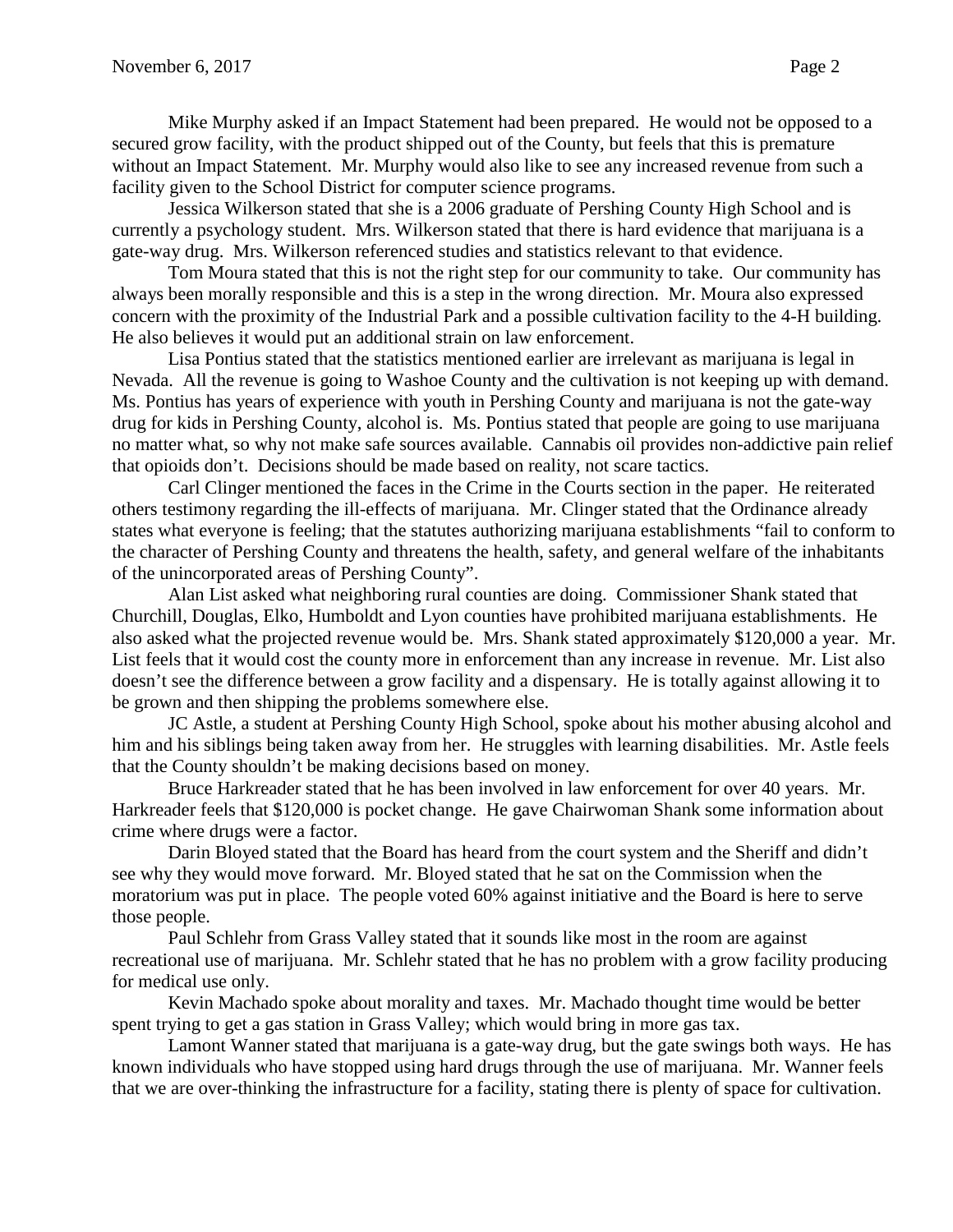Mike Murphy asked if an Impact Statement had been prepared. He would not be opposed to a secured grow facility, with the product shipped out of the County, but feels that this is premature without an Impact Statement. Mr. Murphy would also like to see any increased revenue from such a facility given to the School District for computer science programs.

Jessica Wilkerson stated that she is a 2006 graduate of Pershing County High School and is currently a psychology student. Mrs. Wilkerson stated that there is hard evidence that marijuana is a gate-way drug. Mrs. Wilkerson referenced studies and statistics relevant to that evidence.

Tom Moura stated that this is not the right step for our community to take. Our community has always been morally responsible and this is a step in the wrong direction. Mr. Moura also expressed concern with the proximity of the Industrial Park and a possible cultivation facility to the 4-H building. He also believes it would put an additional strain on law enforcement.

Lisa Pontius stated that the statistics mentioned earlier are irrelevant as marijuana is legal in Nevada. All the revenue is going to Washoe County and the cultivation is not keeping up with demand. Ms. Pontius has years of experience with youth in Pershing County and marijuana is not the gate-way drug for kids in Pershing County, alcohol is. Ms. Pontius stated that people are going to use marijuana no matter what, so why not make safe sources available. Cannabis oil provides non-addictive pain relief that opioids don't. Decisions should be made based on reality, not scare tactics.

Carl Clinger mentioned the faces in the Crime in the Courts section in the paper. He reiterated others testimony regarding the ill-effects of marijuana. Mr. Clinger stated that the Ordinance already states what everyone is feeling; that the statutes authorizing marijuana establishments "fail to conform to the character of Pershing County and threatens the health, safety, and general welfare of the inhabitants of the unincorporated areas of Pershing County".

Alan List asked what neighboring rural counties are doing. Commissioner Shank stated that Churchill, Douglas, Elko, Humboldt and Lyon counties have prohibited marijuana establishments. He also asked what the projected revenue would be. Mrs. Shank stated approximately $120,000 a year. Mr. List feels that it would cost the county more in enforcement than any increase in revenue. Mr. List also doesn't see the difference between a grow facility and a dispensary. He is totally against allowing it to be grown and then shipping the problems somewhere else.

JC Astle, a student at Pershing County High School, spoke about his mother abusing alcohol and him and his siblings being taken away from her. He struggles with learning disabilities. Mr. Astle feels that the County shouldn't be making decisions based on money.

Bruce Harkreader stated that he has been involved in law enforcement for over 40 years. Mr. Harkreader feels that $120,000 is pocket change. He gave Chairwoman Shank some information about crime where drugs were a factor.

Darin Bloyed stated that the Board has heard from the court system and the Sheriff and didn't see why they would move forward. Mr. Bloyed stated that he sat on the Commission when the moratorium was put in place. The people voted 60% against initiative and the Board is here to serve those people.

Paul Schlehr from Grass Valley stated that it sounds like most in the room are against recreational use of marijuana. Mr. Schlehr stated that he has no problem with a grow facility producing for medical use only.

Kevin Machado spoke about morality and taxes. Mr. Machado thought time would be better spent trying to get a gas station in Grass Valley; which would bring in more gas tax.

Lamont Wanner stated that marijuana is a gate-way drug, but the gate swings both ways. He has known individuals who have stopped using hard drugs through the use of marijuana. Mr. Wanner feels that we are over-thinking the infrastructure for a facility, stating there is plenty of space for cultivation.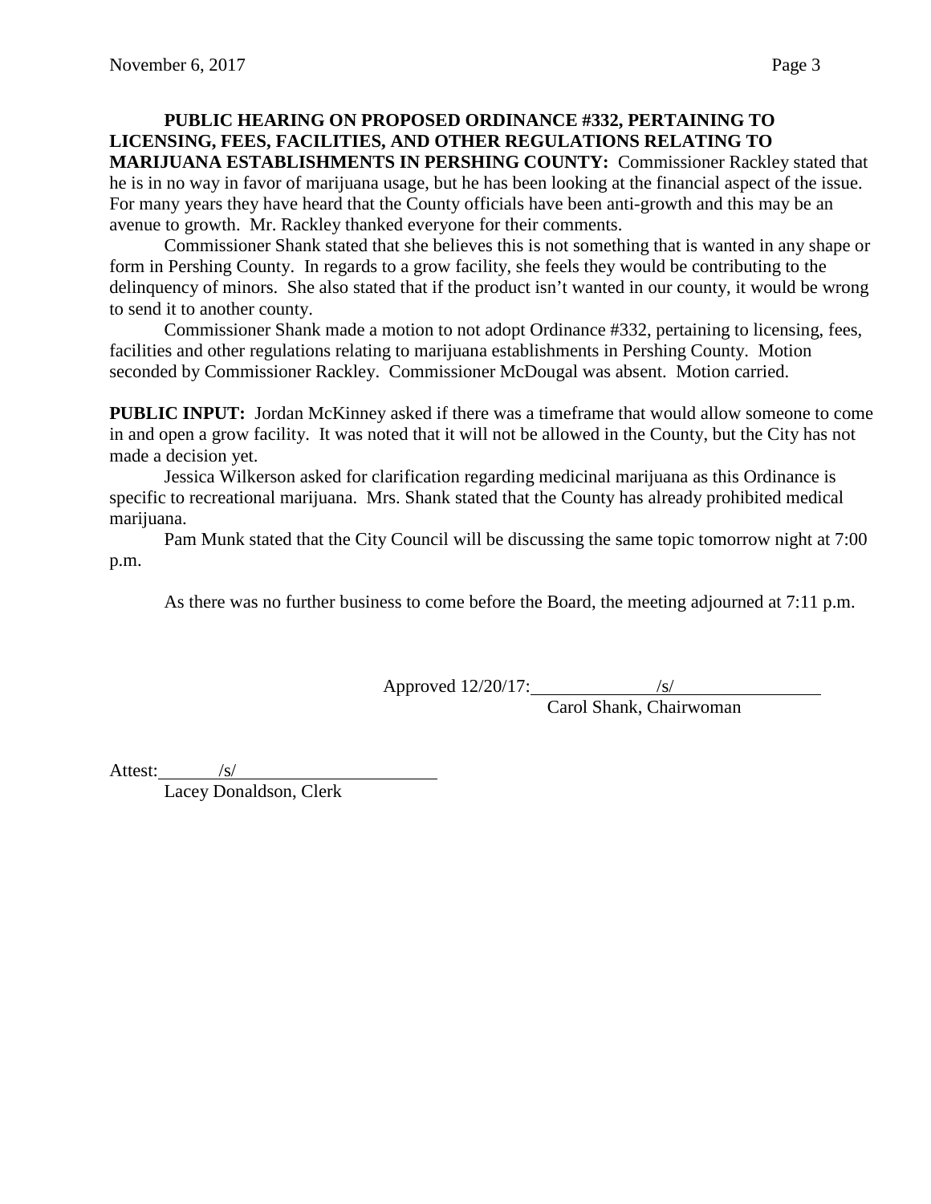**PUBLIC HEARING ON PROPOSED ORDINANCE #332, PERTAINING TO LICENSING, FEES, FACILITIES, AND OTHER REGULATIONS RELATING TO MARIJUANA ESTABLISHMENTS IN PERSHING COUNTY:** Commissioner Rackley stated that he is in no way in favor of marijuana usage, but he has been looking at the financial aspect of the issue. For many years they have heard that the County officials have been anti-growth and this may be an avenue to growth. Mr. Rackley thanked everyone for their comments.

Commissioner Shank stated that she believes this is not something that is wanted in any shape or form in Pershing County. In regards to a grow facility, she feels they would be contributing to the delinquency of minors. She also stated that if the product isn't wanted in our county, it would be wrong to send it to another county.

Commissioner Shank made a motion to not adopt Ordinance #332, pertaining to licensing, fees, facilities and other regulations relating to marijuana establishments in Pershing County. Motion seconded by Commissioner Rackley. Commissioner McDougal was absent. Motion carried.

**PUBLIC INPUT:** Jordan McKinney asked if there was a timeframe that would allow someone to come in and open a grow facility. It was noted that it will not be allowed in the County, but the City has not made a decision yet.

Jessica Wilkerson asked for clarification regarding medicinal marijuana as this Ordinance is specific to recreational marijuana. Mrs. Shank stated that the County has already prohibited medical marijuana.

Pam Munk stated that the City Council will be discussing the same topic tomorrow night at 7:00 p.m.

As there was no further business to come before the Board, the meeting adjourned at 7:11 p.m.

Approved 12/20/17: /s/
Carol Shank, Chairwoman

Attest: /s/
Lacey Donaldson, Clerk